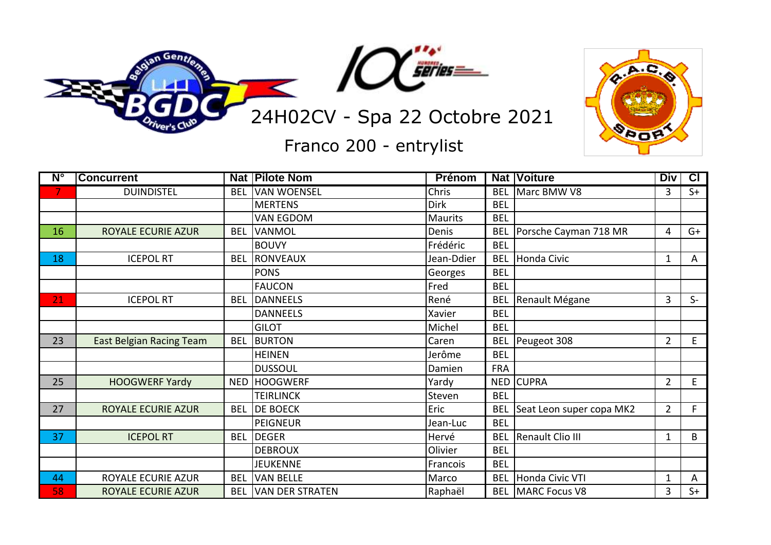# 24H02CV - Spa 22 Octobre 2021

## Franco 200 - entrylist

| N° | Concurrent | Nat | Pilote Nom | Prénom | Nat | Voiture | Div | Cl |
|---|---|---|---|---|---|---|---|---|
| 7 | DUINDISTEL | BEL | VAN WOENSEL | Chris | BEL | Marc BMW V8 | 3 | S+ |
| | | | MERTENS | Dirk | BEL | | | |
| | | | VAN EGDOM | Maurits | BEL | | | |
| 16 | ROYALE ECURIE AZUR | BEL | VANMOL | Denis | BEL | Porsche Cayman 718 MR | 4 | G+ |
| | | | BOUVY | Frédéric | BEL | | | |
| 18 | ICEPOL RT | BEL | RONVEAUX | Jean-Ddier | BEL | Honda Civic | 1 | A |
| | | | PONS | Georges | BEL | | | |
| | | | FAUCON | Fred | BEL | | | |
| 21 | ICEPOL RT | BEL | DANNEELS | René | BEL | Renault Mégane | 3 | S- |
| | | | DANNEELS | Xavier | BEL | | | |
| | | | GILOT | Michel | BEL | | | |
| 23 | East Belgian Racing Team | BEL | BURTON | Caren | BEL | Peugeot 308 | 2 | E |
| | | | HEINEN | Jerôme | BEL | | | |
| | | | DUSSOUL | Damien | FRA | | | |
| 25 | HOOGWERF Yardy | NED | HOOGWERF | Yardy | NED | CUPRA | 2 | E |
| | | | TEIRLINCK | Steven | BEL | | | |
| 27 | ROYALE ECURIE AZUR | BEL | DE BOECK | Eric | BEL | Seat Leon super copa MK2 | 2 | F |
| | | | PEIGNEUR | Jean-Luc | BEL | | | |
| 37 | ICEPOL RT | BEL | DEGER | Hervé | BEL | Renault Clio III | 1 | B |
| | | | DEBROUX | Olivier | BEL | | | |
| | | | JEUKENNE | Francois | BEL | | | |
| 44 | ROYALE ECURIE AZUR | BEL | VAN BELLE | Marco | BEL | Honda Civic VTI | 1 | A |
| 58 | ROYALE ECURIE AZUR | BEL | VAN DER STRATEN | Raphaël | BEL | MARC Focus V8 | 3 | S+ |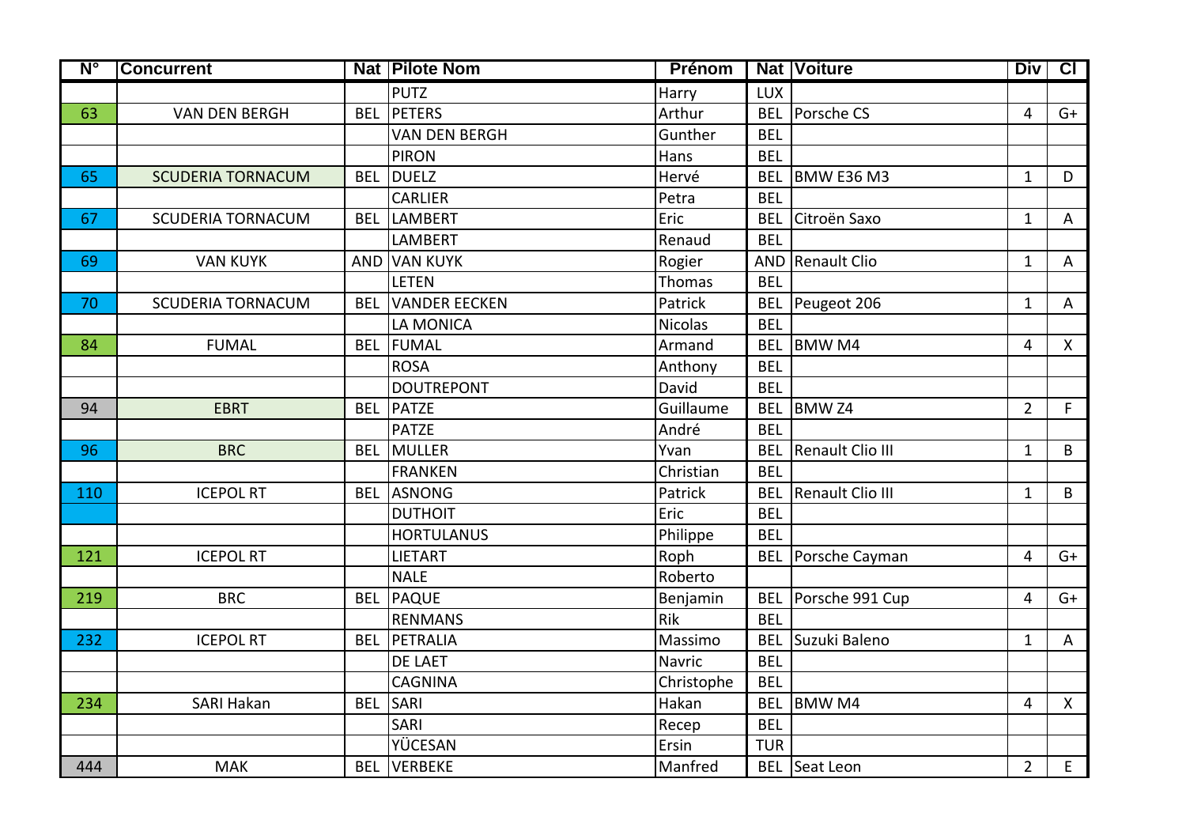| N° | Concurrent | Nat | Pilote Nom | Prénom | Nat | Voiture | Div | Cl |
|---|---|---|---|---|---|---|---|---|
| | | | PUTZ | Harry | LUX | | | |
| 63 | VAN DEN BERGH | BEL | PETERS | Arthur | BEL | Porsche CS | 4 | G+ |
| | | | VAN DEN BERGH | Gunther | BEL | | | |
| | | | PIRON | Hans | BEL | | | |
| 65 | SCUDERIA TORNACUM | BEL | DUELZ | Hervé | BEL | BMW E36 M3 | 1 | D |
| | | | CARLIER | Petra | BEL | | | |
| 67 | SCUDERIA TORNACUM | BEL | LAMBERT | Eric | BEL | Citroën Saxo | 1 | A |
| | | | LAMBERT | Renaud | BEL | | | |
| 69 | VAN KUYK | AND | VAN KUYK | Rogier | AND | Renault Clio | 1 | A |
| | | | LETEN | Thomas | BEL | | | |
| 70 | SCUDERIA TORNACUM | BEL | VANDER EECKEN | Patrick | BEL | Peugeot 206 | 1 | A |
| | | | LA MONICA | Nicolas | BEL | | | |
| 84 | FUMAL | BEL | FUMAL | Armand | BEL | BMW M4 | 4 | X |
| | | | ROSA | Anthony | BEL | | | |
| | | | DOUTREPONT | David | BEL | | | |
| 94 | EBRT | BEL | PATZE | Guillaume | BEL | BMW Z4 | 2 | F |
| | | | PATZE | André | BEL | | | |
| 96 | BRC | BEL | MULLER | Yvan | BEL | Renault Clio III | 1 | B |
| | | | FRANKEN | Christian | BEL | | | |
| 110 | ICEPOL RT | BEL | ASNONG | Patrick | BEL | Renault Clio III | 1 | B |
| | | | DUTHOIT | Eric | BEL | | | |
| | | | HORTULANUS | Philippe | BEL | | | |
| 121 | ICEPOL RT | | LIETART | Roph | BEL | Porsche Cayman | 4 | G+ |
| | | | NALE | Roberto | | | | |
| 219 | BRC | BEL | PAQUE | Benjamin | BEL | Porsche 991 Cup | 4 | G+ |
| | | | RENMANS | Rik | BEL | | | |
| 232 | ICEPOL RT | BEL | PETRALIA | Massimo | BEL | Suzuki Baleno | 1 | A |
| | | | DE LAET | Navric | BEL | | | |
| | | | CAGNINA | Christophe | BEL | | | |
| 234 | SARI Hakan | BEL | SARI | Hakan | BEL | BMW M4 | 4 | X |
| | | | SARI | Recep | BEL | | | |
| | | | YÜCESAN | Ersin | TUR | | | |
| 444 | MAK | BEL | VERBEKE | Manfred | BEL | Seat Leon | 2 | E |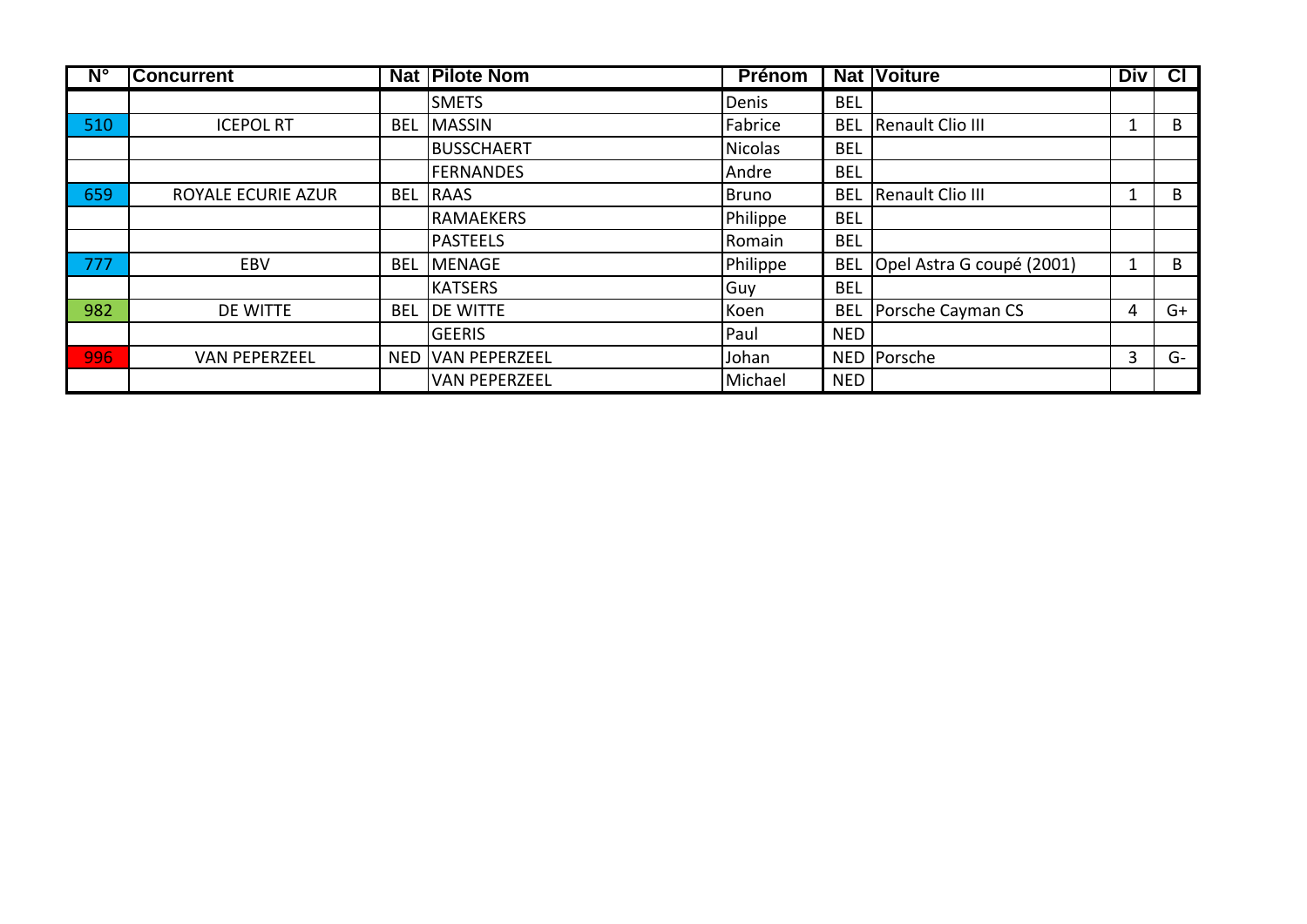| N° | Concurrent | Nat | Pilote Nom | Prénom | Nat | Voiture | Div | Cl |
|---|---|---|---|---|---|---|---|---|
| | | | SMETS | Denis | BEL | | | |
| 510 | ICEPOL RT | BEL | MASSIN | Fabrice | BEL | Renault Clio III | 1 | B |
| | | | BUSSCHAERT | Nicolas | BEL | | | |
| | | | FERNANDES | Andre | BEL | | | |
| 659 | ROYALE ECURIE AZUR | BEL | RAAS | Bruno | BEL | Renault Clio III | 1 | B |
| | | | RAMAEKERS | Philippe | BEL | | | |
| | | | PASTEELS | Romain | BEL | | | |
| 777 | EBV | BEL | MENAGE | Philippe | BEL | Opel Astra G coupé (2001) | 1 | B |
| | | | KATSERS | Guy | BEL | | | |
| 982 | DE WITTE | BEL | DE WITTE | Koen | BEL | Porsche Cayman CS | 4 | G+ |
| | | | GEERIS | Paul | NED | | | |
| 996 | VAN PEPERZEEL | NED | VAN PEPERZEEL | Johan | NED | Porsche | 3 | G- |
| | | | VAN PEPERZEEL | Michael | NED | | | |